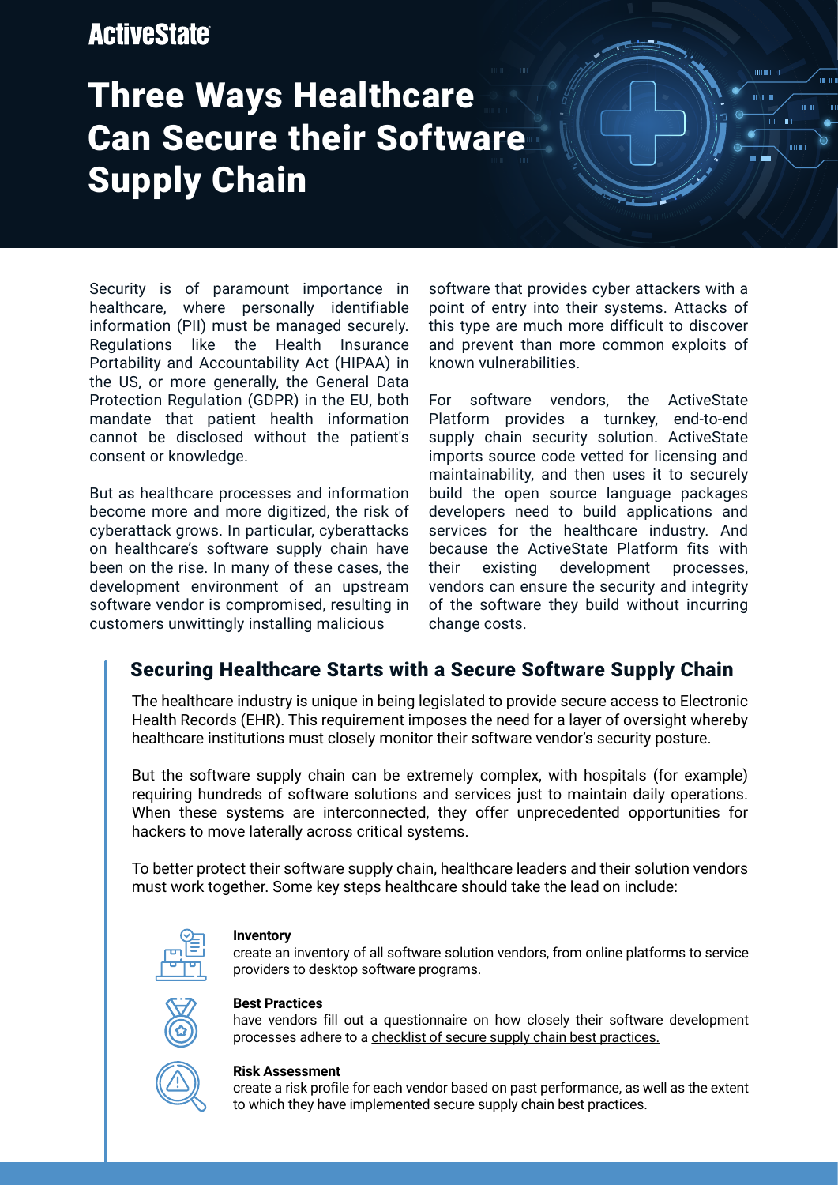ActiveState

# Three Ways Healthcare Can Secure their Software Supply Chain

Security is of paramount importance in healthcare, where personally identifiable information (PII) must be managed securely. Regulations like the Health Insurance Portability and Accountability Act (HIPAA) in the US, or more generally, the General Data Protection Regulation (GDPR) in the EU, both mandate that patient health information cannot be disclosed without the patient's consent or knowledge.

But as healthcare processes and information become more and more digitized, the risk of cyberattack grows. In particular, cyberattacks on healthcare's software supply chain have been on the rise. In many of these cases, the development environment of an upstream software vendor is compromised, resulting in customers unwittingly installing malicious software that provides cyber attackers with a point of entry into their systems. Attacks of this type are much more difficult to discover and prevent than more common exploits of known vulnerabilities.

For software vendors, the ActiveState Platform provides a turnkey, end-to-end supply chain security solution. ActiveState imports source code vetted for licensing and maintainability, and then uses it to securely build the open source language packages developers need to build applications and services for the healthcare industry. And because the ActiveState Platform fits with their existing development processes, vendors can ensure the security and integrity of the software they build without incurring change costs.

## Securing Healthcare Starts with a Secure Software Supply Chain

The healthcare industry is unique in being legislated to provide secure access to Electronic Health Records (EHR). This requirement imposes the need for a layer of oversight whereby healthcare institutions must closely monitor their software vendor's security posture.

But the software supply chain can be extremely complex, with hospitals (for example) requiring hundreds of software solutions and services just to maintain daily operations. When these systems are interconnected, they offer unprecedented opportunities for hackers to move laterally across critical systems.

To better protect their software supply chain, healthcare leaders and their solution vendors must work together. Some key steps healthcare should take the lead on include:

**Inventory**
create an inventory of all software solution vendors, from online platforms to service providers to desktop software programs.

**Best Practices**
have vendors fill out a questionnaire on how closely their software development processes adhere to a checklist of secure supply chain best practices.

**Risk Assessment**
create a risk profile for each vendor based on past performance, as well as the extent to which they have implemented secure supply chain best practices.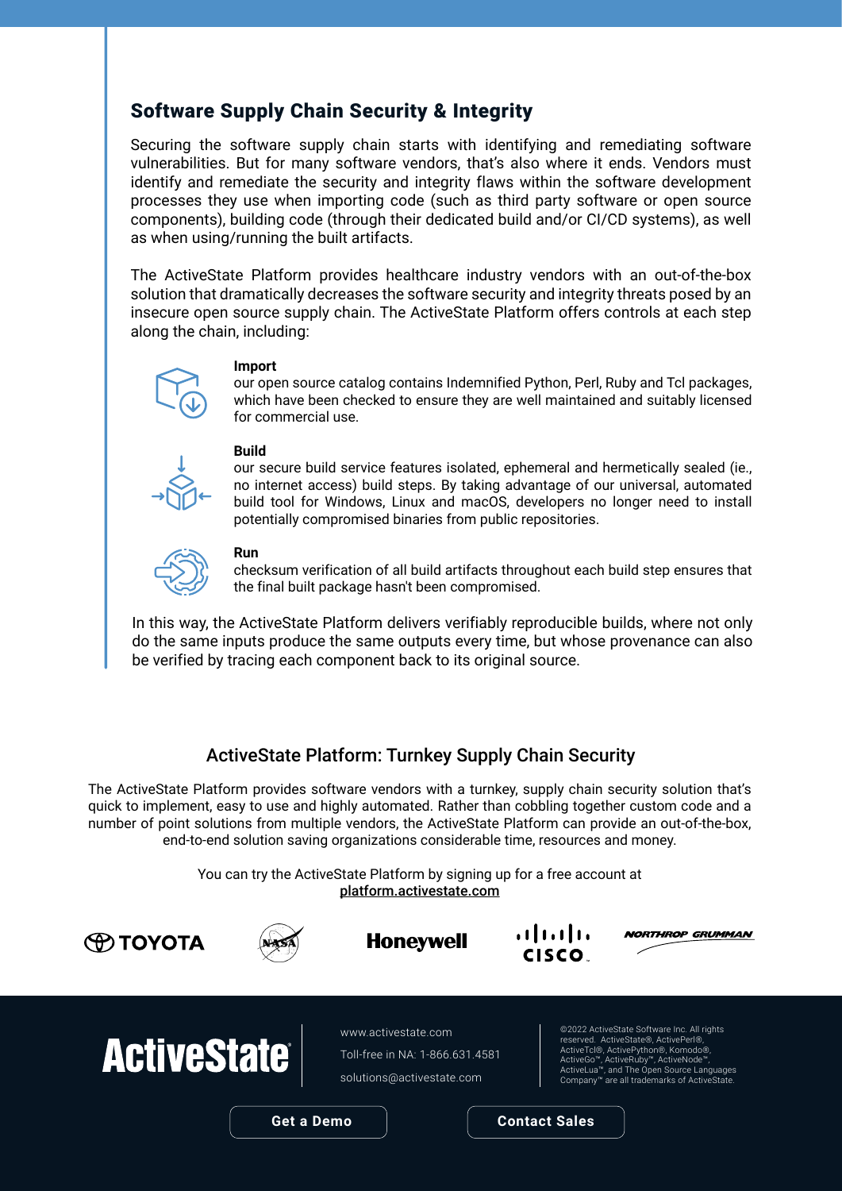## Software Supply Chain Security & Integrity

Securing the software supply chain starts with identifying and remediating software vulnerabilities. But for many software vendors, that's also where it ends. Vendors must identify and remediate the security and integrity flaws within the software development processes they use when importing code (such as third party software or open source components), building code (through their dedicated build and/or CI/CD systems), as well as when using/running the built artifacts.

The ActiveState Platform provides healthcare industry vendors with an out-of-the-box solution that dramatically decreases the software security and integrity threats posed by an insecure open source supply chain. The ActiveState Platform offers controls at each step along the chain, including:

**Import**
our open source catalog contains Indemnified Python, Perl, Ruby and Tcl packages, which have been checked to ensure they are well maintained and suitably licensed for commercial use.

**Build**
our secure build service features isolated, ephemeral and hermetically sealed (ie., no internet access) build steps. By taking advantage of our universal, automated build tool for Windows, Linux and macOS, developers no longer need to install potentially compromised binaries from public repositories.

**Run**
checksum verification of all build artifacts throughout each build step ensures that the final built package hasn't been compromised.

In this way, the ActiveState Platform delivers verifiably reproducible builds, where not only do the same inputs produce the same outputs every time, but whose provenance can also be verified by tracing each component back to its original source.

## ActiveState Platform: Turnkey Supply Chain Security

The ActiveState Platform provides software vendors with a turnkey, supply chain security solution that's quick to implement, easy to use and highly automated. Rather than cobbling together custom code and a number of point solutions from multiple vendors, the ActiveState Platform can provide an out-of-the-box, end-to-end solution saving organizations considerable time, resources and money.

You can try the ActiveState Platform by signing up for a free account at
platform.activestate.com

TOYOTA NASA Honeywell CISCO NORTHROP GRUMMAN

ActiveState

www.activestate.com
Toll-free in NA: 1-866.631.4581
solutions@activestate.com

©2022 ActiveState Software Inc. All rights reserved. ActiveState®, ActivePerl®, ActiveTcl®, ActivePython®, Komodo®, ActiveGo™, ActiveRuby™, ActiveNode™, ActiveLua™, and The Open Source Languages Company™ are all trademarks of ActiveState.

Get a Demo

Contact Sales